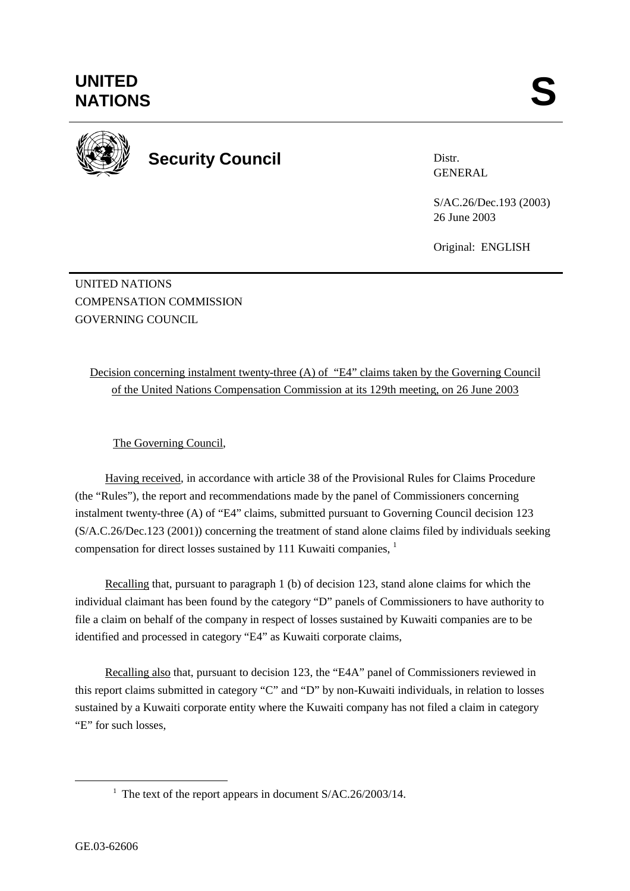# UNITED NATIONS

# S

**Security Council**

Distr.
GENERAL

S/AC.26/Dec.193 (2003)
26 June 2003

Original: ENGLISH

UNITED NATIONS
COMPENSATION COMMISSION
GOVERNING COUNCIL

Decision concerning instalment twenty-three (A) of "E4" claims taken by the Governing Council of the United Nations Compensation Commission at its 129th meeting, on 26 June 2003

The Governing Council,

Having received, in accordance with article 38 of the Provisional Rules for Claims Procedure (the "Rules"), the report and recommendations made by the panel of Commissioners concerning instalment twenty-three (A) of "E4" claims, submitted pursuant to Governing Council decision 123 (S/A.C.26/Dec.123 (2001)) concerning the treatment of stand alone claims filed by individuals seeking compensation for direct losses sustained by 111 Kuwaiti companies, [1]

Recalling that, pursuant to paragraph 1 (b) of decision 123, stand alone claims for which the individual claimant has been found by the category "D" panels of Commissioners to have authority to file a claim on behalf of the company in respect of losses sustained by Kuwaiti companies are to be identified and processed in category "E4" as Kuwaiti corporate claims,

Recalling also that, pursuant to decision 123, the "E4A" panel of Commissioners reviewed in this report claims submitted in category "C" and "D" by non-Kuwaiti individuals, in relation to losses sustained by a Kuwaiti corporate entity where the Kuwaiti company has not filed a claim in category "E" for such losses,

[1] The text of the report appears in document S/AC.26/2003/14.

GE.03-62606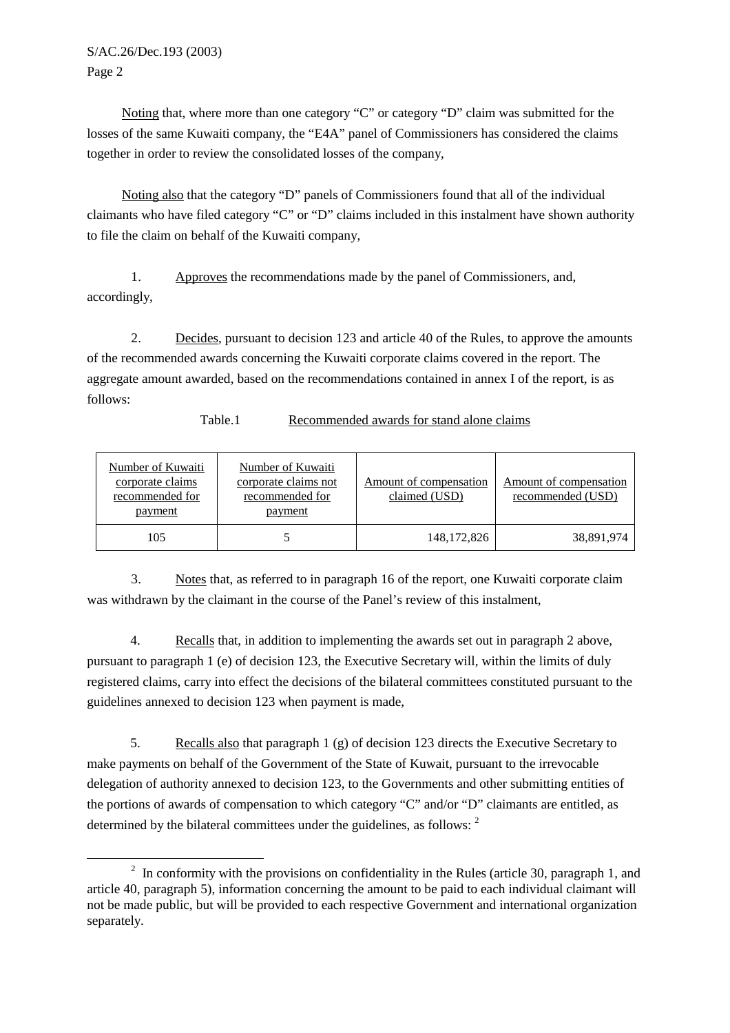Noting that, where more than one category "C" or category "D" claim was submitted for the losses of the same Kuwaiti company, the "E4A" panel of Commissioners has considered the claims together in order to review the consolidated losses of the company,

Noting also that the category "D" panels of Commissioners found that all of the individual claimants who have filed category "C" or "D" claims included in this instalment have shown authority to file the claim on behalf of the Kuwaiti company,

1. Approves the recommendations made by the panel of Commissioners, and, accordingly,

2. Decides, pursuant to decision 123 and article 40 of the Rules, to approve the amounts of the recommended awards concerning the Kuwaiti corporate claims covered in the report. The aggregate amount awarded, based on the recommendations contained in annex I of the report, is as follows:

Table.1 Recommended awards for stand alone claims

| Number of Kuwaiti corporate claims recommended for payment | Number of Kuwaiti corporate claims not recommended for payment | Amount of compensation claimed (USD) | Amount of compensation recommended (USD) |
|---|---|---|---|
| 105 | 5 | 148,172,826 | 38,891,974 |

3. Notes that, as referred to in paragraph 16 of the report, one Kuwaiti corporate claim was withdrawn by the claimant in the course of the Panel's review of this instalment,

4. Recalls that, in addition to implementing the awards set out in paragraph 2 above, pursuant to paragraph 1 (e) of decision 123, the Executive Secretary will, within the limits of duly registered claims, carry into effect the decisions of the bilateral committees constituted pursuant to the guidelines annexed to decision 123 when payment is made,

5. Recalls also that paragraph 1 (g) of decision 123 directs the Executive Secretary to make payments on behalf of the Government of the State of Kuwait, pursuant to the irrevocable delegation of authority annexed to decision 123, to the Governments and other submitting entities of the portions of awards of compensation to which category "C" and/or "D" claimants are entitled, as determined by the bilateral committees under the guidelines, as follows: [2]

[2] In conformity with the provisions on confidentiality in the Rules (article 30, paragraph 1, and article 40, paragraph 5), information concerning the amount to be paid to each individual claimant will not be made public, but will be provided to each respective Government and international organization separately.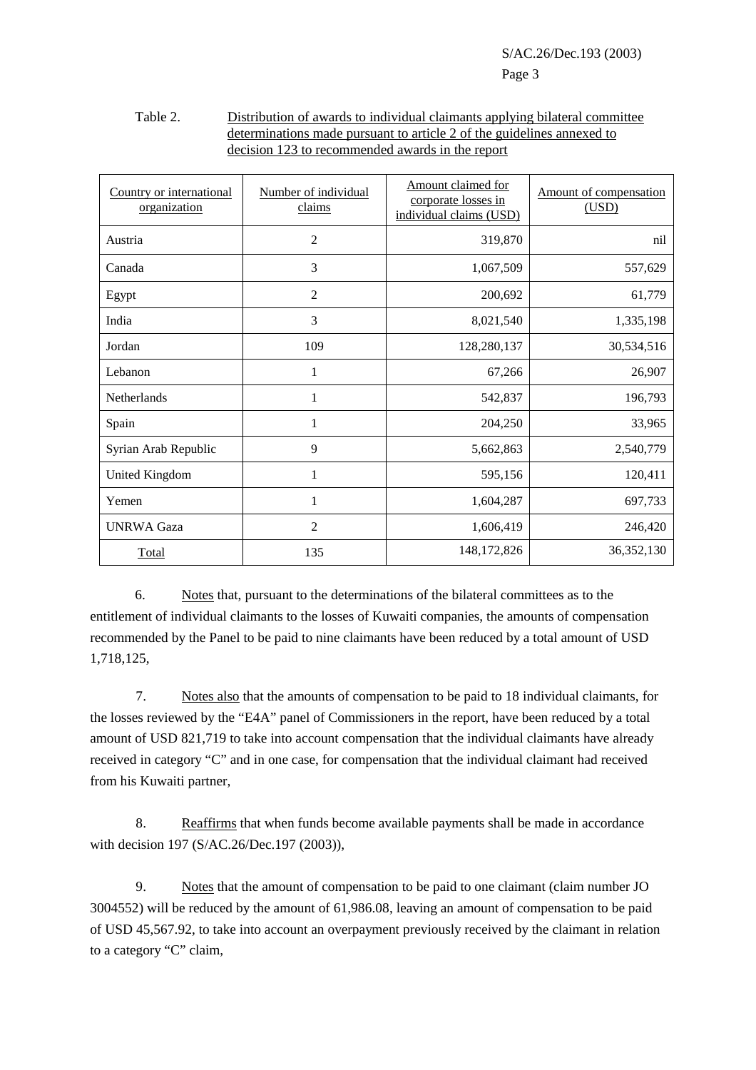Table 2. Distribution of awards to individual claimants applying bilateral committee determinations made pursuant to article 2 of the guidelines annexed to decision 123 to recommended awards in the report

| Country or international organization | Number of individual claims | Amount claimed for corporate losses in individual claims (USD) | Amount of compensation (USD) |
|---|---|---|---|
| Austria | 2 | 319,870 | nil |
| Canada | 3 | 1,067,509 | 557,629 |
| Egypt | 2 | 200,692 | 61,779 |
| India | 3 | 8,021,540 | 1,335,198 |
| Jordan | 109 | 128,280,137 | 30,534,516 |
| Lebanon | 1 | 67,266 | 26,907 |
| Netherlands | 1 | 542,837 | 196,793 |
| Spain | 1 | 204,250 | 33,965 |
| Syrian Arab Republic | 9 | 5,662,863 | 2,540,779 |
| United Kingdom | 1 | 595,156 | 120,411 |
| Yemen | 1 | 1,604,287 | 697,733 |
| UNRWA Gaza | 2 | 1,606,419 | 246,420 |
| Total | 135 | 148,172,826 | 36,352,130 |

6. Notes that, pursuant to the determinations of the bilateral committees as to the entitlement of individual claimants to the losses of Kuwaiti companies, the amounts of compensation recommended by the Panel to be paid to nine claimants have been reduced by a total amount of USD 1,718,125,

7. Notes also that the amounts of compensation to be paid to 18 individual claimants, for the losses reviewed by the "E4A" panel of Commissioners in the report, have been reduced by a total amount of USD 821,719 to take into account compensation that the individual claimants have already received in category "C" and in one case, for compensation that the individual claimant had received from his Kuwaiti partner,

8. Reaffirms that when funds become available payments shall be made in accordance with decision 197 (S/AC.26/Dec.197 (2003)),

9. Notes that the amount of compensation to be paid to one claimant (claim number JO 3004552) will be reduced by the amount of 61,986.08, leaving an amount of compensation to be paid of USD 45,567.92, to take into account an overpayment previously received by the claimant in relation to a category "C" claim,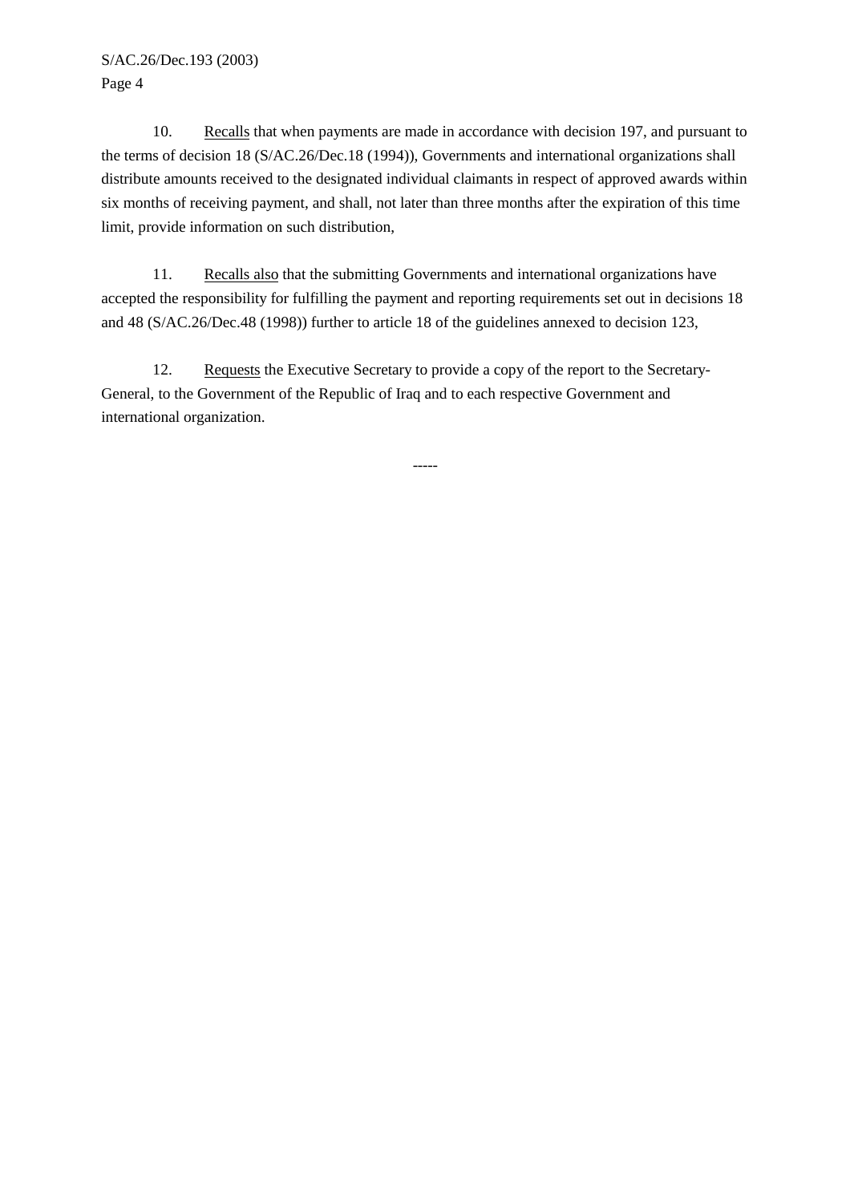10. Recalls that when payments are made in accordance with decision 197, and pursuant to the terms of decision 18 (S/AC.26/Dec.18 (1994)), Governments and international organizations shall distribute amounts received to the designated individual claimants in respect of approved awards within six months of receiving payment, and shall, not later than three months after the expiration of this time limit, provide information on such distribution,

11. Recalls also that the submitting Governments and international organizations have accepted the responsibility for fulfilling the payment and reporting requirements set out in decisions 18 and 48 (S/AC.26/Dec.48 (1998)) further to article 18 of the guidelines annexed to decision 123,

12. Requests the Executive Secretary to provide a copy of the report to the Secretary-General, to the Government of the Republic of Iraq and to each respective Government and international organization.

-----